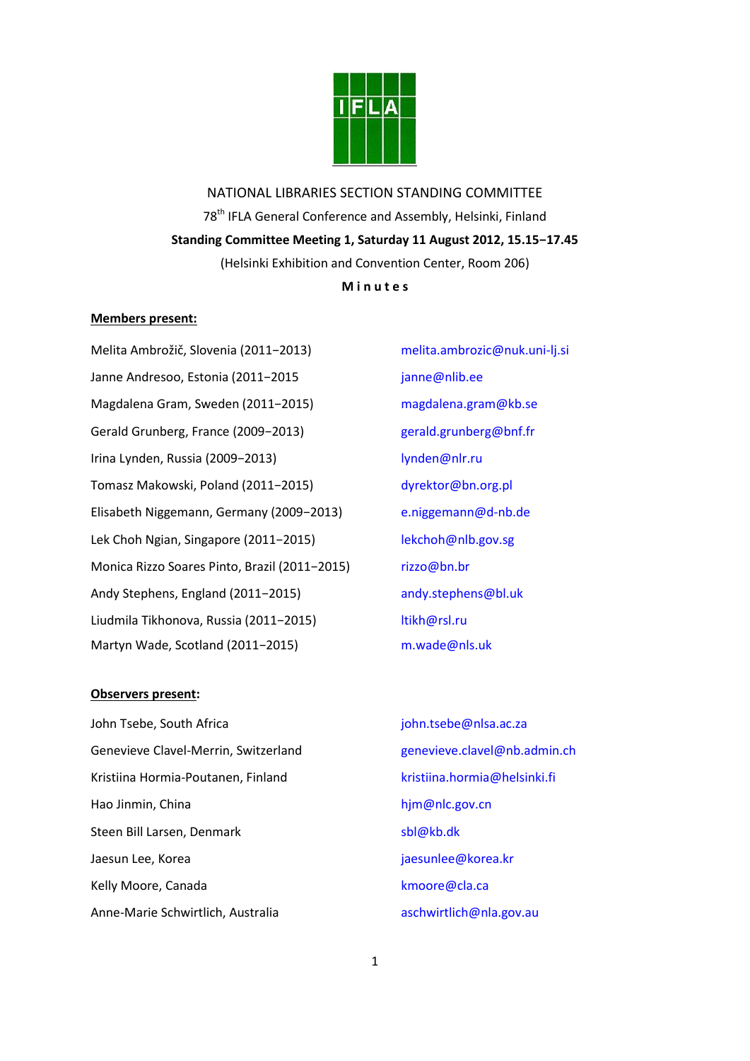IFLA

NATIONAL LIBRARIES SECTION STANDING COMMITTEE

78th IFLA General Conference and Assembly, Helsinki, Finland

**Standing Committee Meeting 1, Saturday 11 August 2012, 15.15−17.45**

(Helsinki Exhibition and Convention Center, Room 206)

**Minutes**

**Members present:**

| | |
|---|---|
| Melita Ambrožič, Slovenia (2011−2013) | melita.ambrozic@nuk.uni-lj.si |
| Janne Andresoo, Estonia (2011−2015 | janne@nlib.ee |
| Magdalena Gram, Sweden (2011−2015) | magdalena.gram@kb.se |
| Gerald Grunberg, France (2009−2013) | gerald.grunberg@bnf.fr |
| Irina Lynden, Russia (2009−2013) | lynden@nlr.ru |
| Tomasz Makowski, Poland (2011−2015) | dyrektor@bn.org.pl |
| Elisabeth Niggemann, Germany (2009−2013) | e.niggemann@d-nb.de |
| Lek Choh Ngian, Singapore (2011−2015) | lekchoh@nlb.gov.sg |
| Monica Rizzo Soares Pinto, Brazil (2011−2015) | rizzo@bn.br |
| Andy Stephens, England (2011−2015) | andy.stephens@bl.uk |
| Liudmila Tikhonova, Russia (2011−2015) | ltikh@rsl.ru |
| Martyn Wade, Scotland (2011−2015) | m.wade@nls.uk |

**Observers present:**

| | |
|---|---|
| John Tsebe, South Africa | john.tsebe@nlsa.ac.za |
| Genevieve Clavel-Merrin, Switzerland | genevieve.clavel@nb.admin.ch |
| Kristiina Hormia-Poutanen, Finland | kristiina.hormia@helsinki.fi |
| Hao Jinmin, China | hjm@nlc.gov.cn |
| Steen Bill Larsen, Denmark | sbl@kb.dk |
| Jaesun Lee, Korea | jaesunlee@korea.kr |
| Kelly Moore, Canada | kmoore@cla.ca |
| Anne-Marie Schwirtlich, Australia | aschwirtlich@nla.gov.au |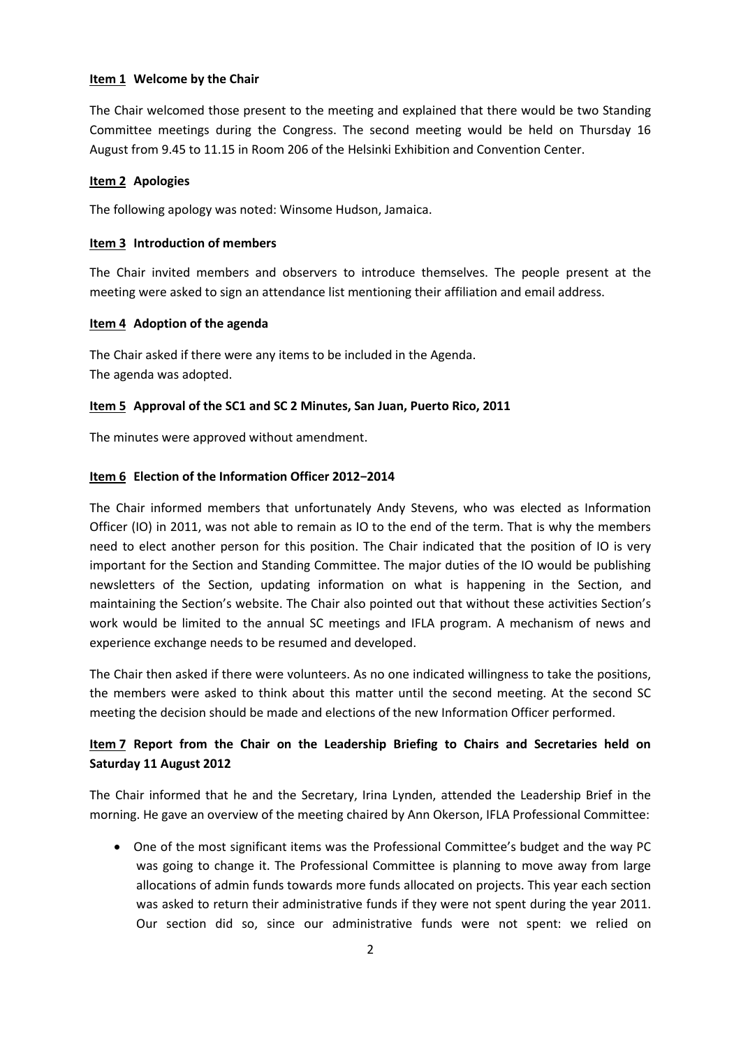**Item 1 Welcome by the Chair**

The Chair welcomed those present to the meeting and explained that there would be two Standing Committee meetings during the Congress. The second meeting would be held on Thursday 16 August from 9.45 to 11.15 in Room 206 of the Helsinki Exhibition and Convention Center.

**Item 2 Apologies**

The following apology was noted: Winsome Hudson, Jamaica.

**Item 3 Introduction of members**

The Chair invited members and observers to introduce themselves. The people present at the meeting were asked to sign an attendance list mentioning their affiliation and email address.

**Item 4 Adoption of the agenda**

The Chair asked if there were any items to be included in the Agenda.
The agenda was adopted.

**Item 5 Approval of the SC1 and SC 2 Minutes, San Juan, Puerto Rico, 2011**

The minutes were approved without amendment.

**Item 6 Election of the Information Officer 2012−2014**

The Chair informed members that unfortunately Andy Stevens, who was elected as Information Officer (IO) in 2011, was not able to remain as IO to the end of the term. That is why the members need to elect another person for this position. The Chair indicated that the position of IO is very important for the Section and Standing Committee. The major duties of the IO would be publishing newsletters of the Section, updating information on what is happening in the Section, and maintaining the Section's website. The Chair also pointed out that without these activities Section's work would be limited to the annual SC meetings and IFLA program. A mechanism of news and experience exchange needs to be resumed and developed.

The Chair then asked if there were volunteers. As no one indicated willingness to take the positions, the members were asked to think about this matter until the second meeting. At the second SC meeting the decision should be made and elections of the new Information Officer performed.

**Item 7 Report from the Chair on the Leadership Briefing to Chairs and Secretaries held on Saturday 11 August 2012**

The Chair informed that he and the Secretary, Irina Lynden, attended the Leadership Brief in the morning. He gave an overview of the meeting chaired by Ann Okerson, IFLA Professional Committee:

- One of the most significant items was the Professional Committee's budget and the way PC was going to change it. The Professional Committee is planning to move away from large allocations of admin funds towards more funds allocated on projects. This year each section was asked to return their administrative funds if they were not spent during the year 2011. Our section did so, since our administrative funds were not spent: we relied on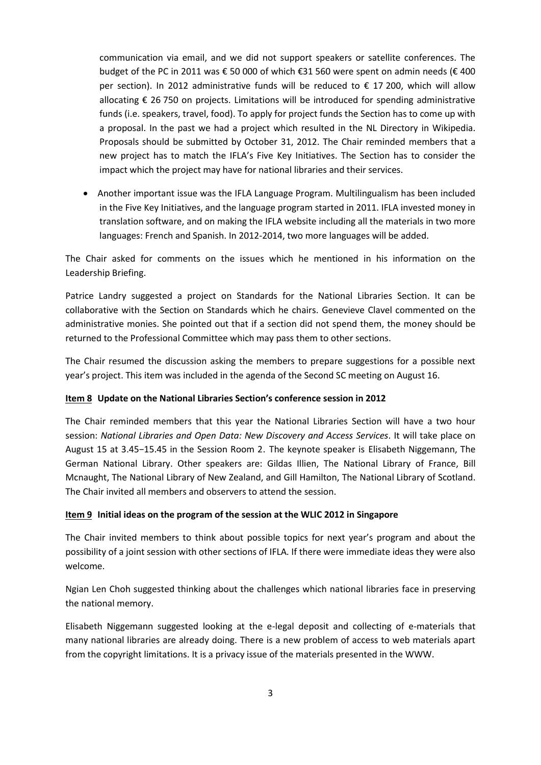communication via email, and we did not support speakers or satellite conferences. The budget of the PC in 2011 was € 50 000 of which €31 560 were spent on admin needs (€ 400 per section). In 2012 administrative funds will be reduced to € 17 200, which will allow allocating € 26 750 on projects. Limitations will be introduced for spending administrative funds (i.e. speakers, travel, food). To apply for project funds the Section has to come up with a proposal. In the past we had a project which resulted in the NL Directory in Wikipedia. Proposals should be submitted by October 31, 2012. The Chair reminded members that a new project has to match the IFLA's Five Key Initiatives. The Section has to consider the impact which the project may have for national libraries and their services.

- Another important issue was the IFLA Language Program. Multilingualism has been included in the Five Key Initiatives, and the language program started in 2011. IFLA invested money in translation software, and on making the IFLA website including all the materials in two more languages: French and Spanish. In 2012-2014, two more languages will be added.

The Chair asked for comments on the issues which he mentioned in his information on the Leadership Briefing.

Patrice Landry suggested a project on Standards for the National Libraries Section. It can be collaborative with the Section on Standards which he chairs. Genevieve Clavel commented on the administrative monies. She pointed out that if a section did not spend them, the money should be returned to the Professional Committee which may pass them to other sections.

The Chair resumed the discussion asking the members to prepare suggestions for a possible next year's project. This item was included in the agenda of the Second SC meeting on August 16.

**Item 8 Update on the National Libraries Section's conference session in 2012**

The Chair reminded members that this year the National Libraries Section will have a two hour session: *National Libraries and Open Data: New Discovery and Access Services*. It will take place on August 15 at 3.45−15.45 in the Session Room 2. The keynote speaker is Elisabeth Niggemann, The German National Library. Other speakers are: Gildas Illien, The National Library of France, Bill Mcnaught, The National Library of New Zealand, and Gill Hamilton, The National Library of Scotland. The Chair invited all members and observers to attend the session.

**Item 9 Initial ideas on the program of the session at the WLIC 2012 in Singapore**

The Chair invited members to think about possible topics for next year's program and about the possibility of a joint session with other sections of IFLA. If there were immediate ideas they were also welcome.

Ngian Len Choh suggested thinking about the challenges which national libraries face in preserving the national memory.

Elisabeth Niggemann suggested looking at the e-legal deposit and collecting of e-materials that many national libraries are already doing. There is a new problem of access to web materials apart from the copyright limitations. It is a privacy issue of the materials presented in the WWW.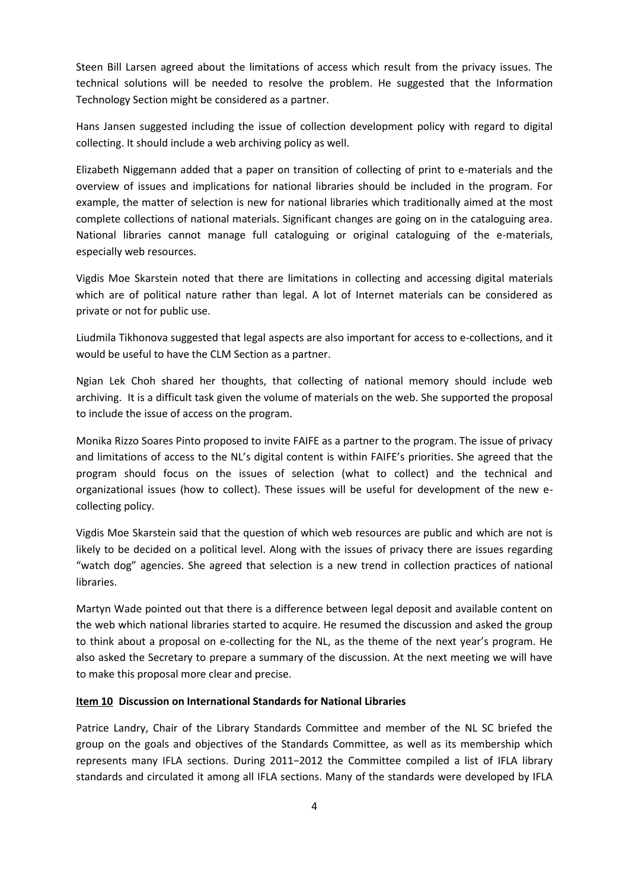Steen Bill Larsen agreed about the limitations of access which result from the privacy issues. The technical solutions will be needed to resolve the problem. He suggested that the Information Technology Section might be considered as a partner.

Hans Jansen suggested including the issue of collection development policy with regard to digital collecting. It should include a web archiving policy as well.

Elizabeth Niggemann added that a paper on transition of collecting of print to e-materials and the overview of issues and implications for national libraries should be included in the program. For example, the matter of selection is new for national libraries which traditionally aimed at the most complete collections of national materials. Significant changes are going on in the cataloguing area. National libraries cannot manage full cataloguing or original cataloguing of the e-materials, especially web resources.

Vigdis Moe Skarstein noted that there are limitations in collecting and accessing digital materials which are of political nature rather than legal. A lot of Internet materials can be considered as private or not for public use.

Liudmila Tikhonova suggested that legal aspects are also important for access to e-collections, and it would be useful to have the CLM Section as a partner.

Ngian Lek Choh shared her thoughts, that collecting of national memory should include web archiving. It is a difficult task given the volume of materials on the web. She supported the proposal to include the issue of access on the program.

Monika Rizzo Soares Pinto proposed to invite FAIFE as a partner to the program. The issue of privacy and limitations of access to the NL's digital content is within FAIFE's priorities. She agreed that the program should focus on the issues of selection (what to collect) and the technical and organizational issues (how to collect). These issues will be useful for development of the new e-collecting policy.

Vigdis Moe Skarstein said that the question of which web resources are public and which are not is likely to be decided on a political level. Along with the issues of privacy there are issues regarding "watch dog" agencies. She agreed that selection is a new trend in collection practices of national libraries.

Martyn Wade pointed out that there is a difference between legal deposit and available content on the web which national libraries started to acquire. He resumed the discussion and asked the group to think about a proposal on e-collecting for the NL, as the theme of the next year's program. He also asked the Secretary to prepare a summary of the discussion. At the next meeting we will have to make this proposal more clear and precise.

**Item 10 Discussion on International Standards for National Libraries**

Patrice Landry, Chair of the Library Standards Committee and member of the NL SC briefed the group on the goals and objectives of the Standards Committee, as well as its membership which represents many IFLA sections. During 2011−2012 the Committee compiled a list of IFLA library standards and circulated it among all IFLA sections. Many of the standards were developed by IFLA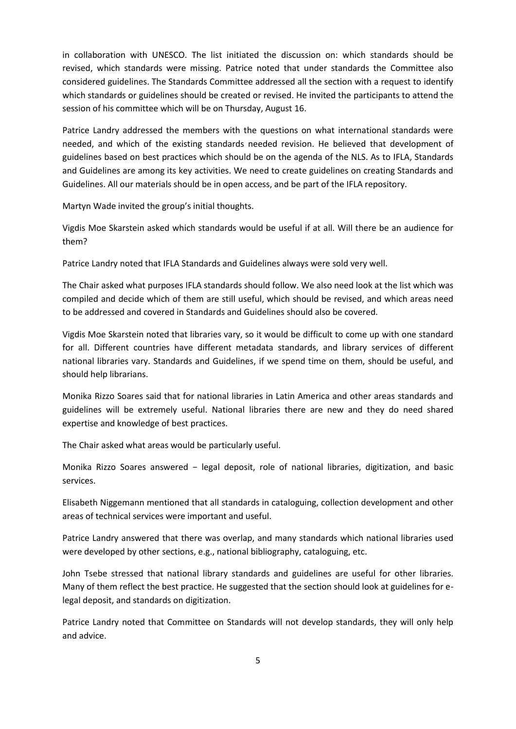in collaboration with UNESCO. The list initiated the discussion on: which standards should be revised, which standards were missing. Patrice noted that under standards the Committee also considered guidelines. The Standards Committee addressed all the section with a request to identify which standards or guidelines should be created or revised. He invited the participants to attend the session of his committee which will be on Thursday, August 16.

Patrice Landry addressed the members with the questions on what international standards were needed, and which of the existing standards needed revision. He believed that development of guidelines based on best practices which should be on the agenda of the NLS. As to IFLA, Standards and Guidelines are among its key activities. We need to create guidelines on creating Standards and Guidelines. All our materials should be in open access, and be part of the IFLA repository.

Martyn Wade invited the group's initial thoughts.

Vigdis Moe Skarstein asked which standards would be useful if at all. Will there be an audience for them?

Patrice Landry noted that IFLA Standards and Guidelines always were sold very well.

The Chair asked what purposes IFLA standards should follow. We also need look at the list which was compiled and decide which of them are still useful, which should be revised, and which areas need to be addressed and covered in Standards and Guidelines should also be covered.

Vigdis Moe Skarstein noted that libraries vary, so it would be difficult to come up with one standard for all. Different countries have different metadata standards, and library services of different national libraries vary. Standards and Guidelines, if we spend time on them, should be useful, and should help librarians.

Monika Rizzo Soares said that for national libraries in Latin America and other areas standards and guidelines will be extremely useful. National libraries there are new and they do need shared expertise and knowledge of best practices.

The Chair asked what areas would be particularly useful.

Monika Rizzo Soares answered − legal deposit, role of national libraries, digitization, and basic services.

Elisabeth Niggemann mentioned that all standards in cataloguing, collection development and other areas of technical services were important and useful.

Patrice Landry answered that there was overlap, and many standards which national libraries used were developed by other sections, e.g., national bibliography, cataloguing, etc.

John Tsebe stressed that national library standards and guidelines are useful for other libraries. Many of them reflect the best practice. He suggested that the section should look at guidelines for e-legal deposit, and standards on digitization.

Patrice Landry noted that Committee on Standards will not develop standards, they will only help and advice.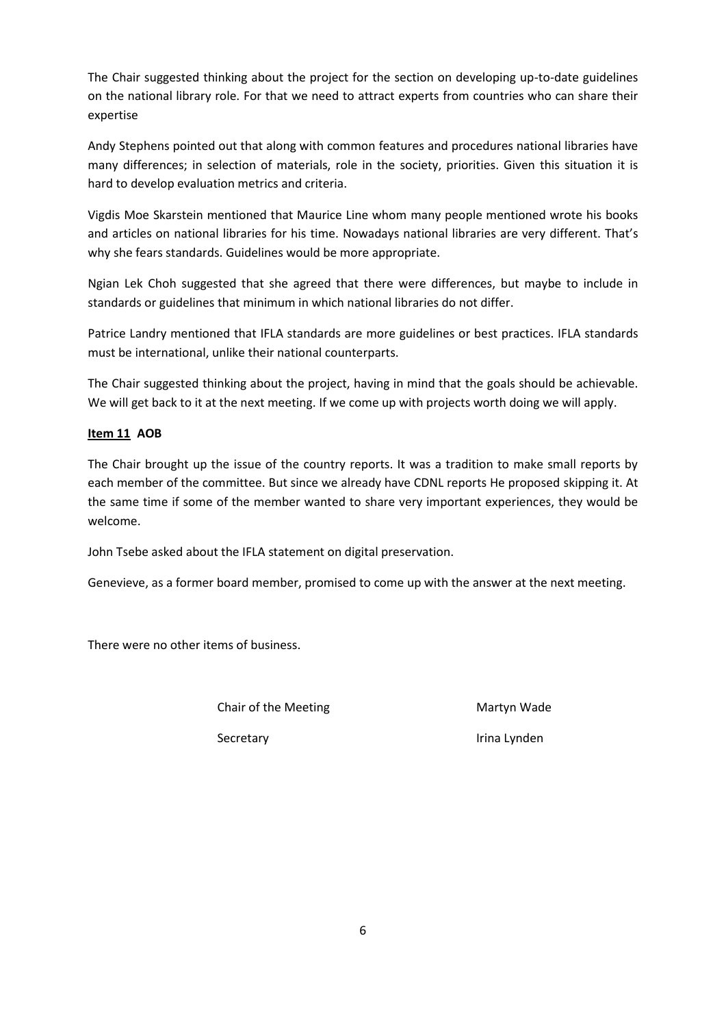The Chair suggested thinking about the project for the section on developing up-to-date guidelines on the national library role. For that we need to attract experts from countries who can share their expertise

Andy Stephens pointed out that along with common features and procedures national libraries have many differences; in selection of materials, role in the society, priorities. Given this situation it is hard to develop evaluation metrics and criteria.

Vigdis Moe Skarstein mentioned that Maurice Line whom many people mentioned wrote his books and articles on national libraries for his time. Nowadays national libraries are very different. That's why she fears standards. Guidelines would be more appropriate.

Ngian Lek Choh suggested that she agreed that there were differences, but maybe to include in standards or guidelines that minimum in which national libraries do not differ.

Patrice Landry mentioned that IFLA standards are more guidelines or best practices. IFLA standards must be international, unlike their national counterparts.

The Chair suggested thinking about the project, having in mind that the goals should be achievable. We will get back to it at the next meeting. If we come up with projects worth doing we will apply.

**<u>Item 11</u> AOB**

The Chair brought up the issue of the country reports. It was a tradition to make small reports by each member of the committee. But since we already have CDNL reports He proposed skipping it. At the same time if some of the member wanted to share very important experiences, they would be welcome.

John Tsebe asked about the IFLA statement on digital preservation.

Genevieve, as a former board member, promised to come up with the answer at the next meeting.

There were no other items of business.

| | |
|---|---|
| Chair of the Meeting | Martyn Wade |
| Secretary | Irina Lynden |